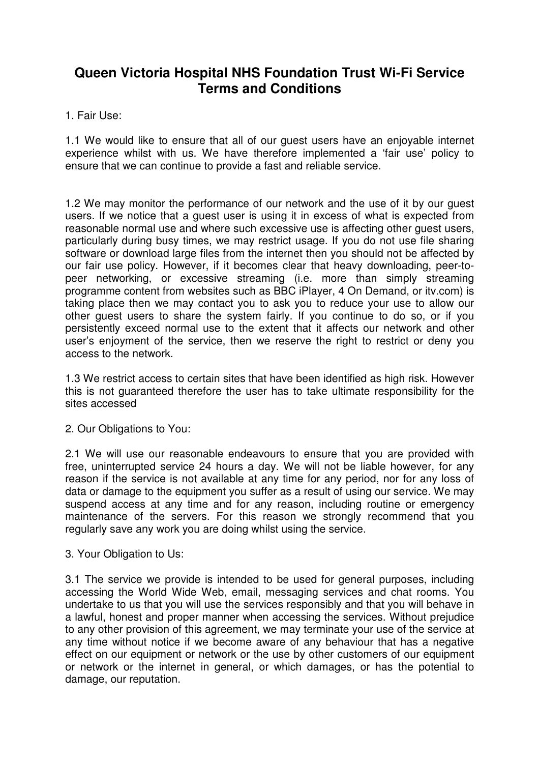# Queen Victoria Hospital NHS Foundation Trust Wi-Fi Service Terms and Conditions

1. Fair Use:

1.1 We would like to ensure that all of our guest users have an enjoyable internet experience whilst with us. We have therefore implemented a 'fair use' policy to ensure that we can continue to provide a fast and reliable service.

1.2 We may monitor the performance of our network and the use of it by our guest users. If we notice that a guest user is using it in excess of what is expected from reasonable normal use and where such excessive use is affecting other guest users, particularly during busy times, we may restrict usage. If you do not use file sharing software or download large files from the internet then you should not be affected by our fair use policy. However, if it becomes clear that heavy downloading, peer-to-peer networking, or excessive streaming (i.e. more than simply streaming programme content from websites such as BBC iPlayer, 4 On Demand, or itv.com) is taking place then we may contact you to ask you to reduce your use to allow our other guest users to share the system fairly. If you continue to do so, or if you persistently exceed normal use to the extent that it affects our network and other user's enjoyment of the service, then we reserve the right to restrict or deny you access to the network.

1.3 We restrict access to certain sites that have been identified as high risk. However this is not guaranteed therefore the user has to take ultimate responsibility for the sites accessed

2. Our Obligations to You:

2.1 We will use our reasonable endeavours to ensure that you are provided with free, uninterrupted service 24 hours a day. We will not be liable however, for any reason if the service is not available at any time for any period, nor for any loss of data or damage to the equipment you suffer as a result of using our service. We may suspend access at any time and for any reason, including routine or emergency maintenance of the servers. For this reason we strongly recommend that you regularly save any work you are doing whilst using the service.

3. Your Obligation to Us:

3.1 The service we provide is intended to be used for general purposes, including accessing the World Wide Web, email, messaging services and chat rooms. You undertake to us that you will use the services responsibly and that you will behave in a lawful, honest and proper manner when accessing the services. Without prejudice to any other provision of this agreement, we may terminate your use of the service at any time without notice if we become aware of any behaviour that has a negative effect on our equipment or network or the use by other customers of our equipment or network or the internet in general, or which damages, or has the potential to damage, our reputation.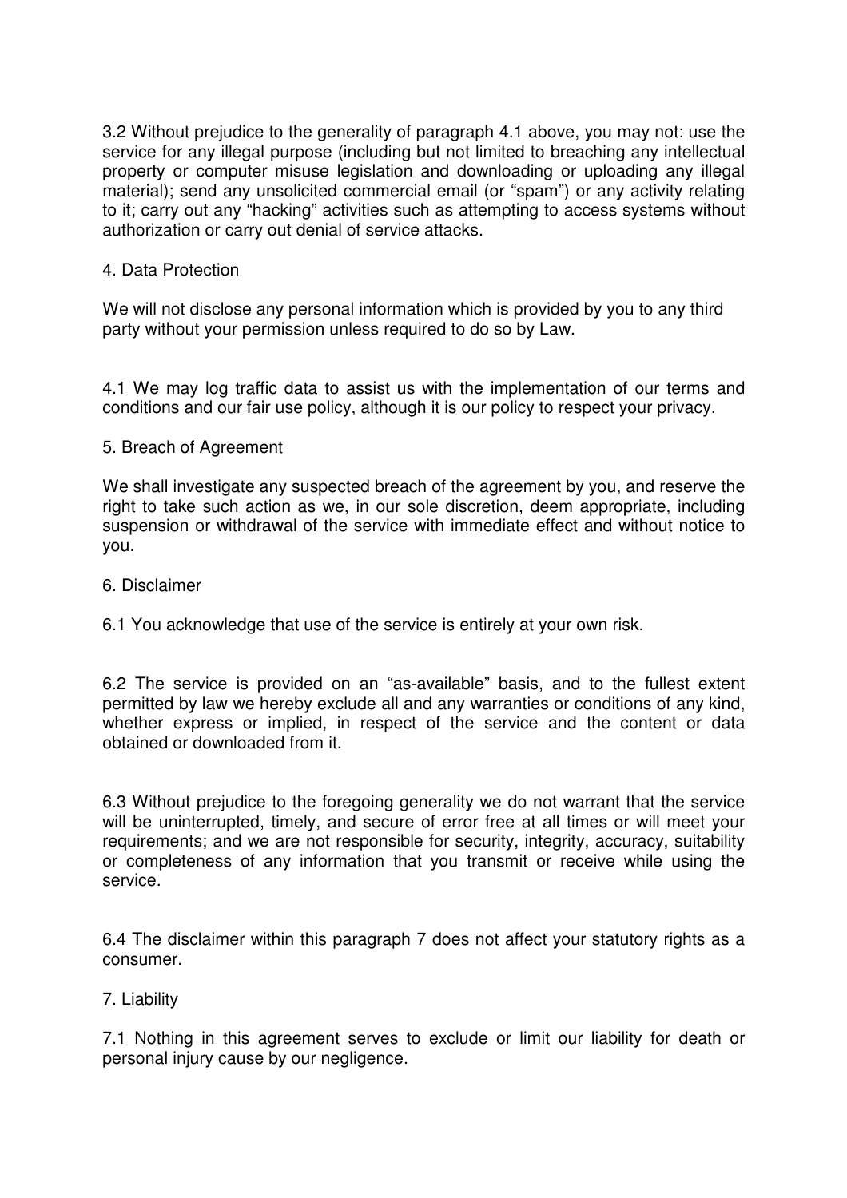3.2 Without prejudice to the generality of paragraph 4.1 above, you may not: use the service for any illegal purpose (including but not limited to breaching any intellectual property or computer misuse legislation and downloading or uploading any illegal material); send any unsolicited commercial email (or “spam”) or any activity relating to it; carry out any “hacking” activities such as attempting to access systems without authorization or carry out denial of service attacks.

## 4. Data Protection

We will not disclose any personal information which is provided by you to any third party without your permission unless required to do so by Law.

4.1 We may log traffic data to assist us with the implementation of our terms and conditions and our fair use policy, although it is our policy to respect your privacy.

## 5. Breach of Agreement

We shall investigate any suspected breach of the agreement by you, and reserve the right to take such action as we, in our sole discretion, deem appropriate, including suspension or withdrawal of the service with immediate effect and without notice to you.

## 6. Disclaimer

6.1 You acknowledge that use of the service is entirely at your own risk.

6.2 The service is provided on an “as-available” basis, and to the fullest extent permitted by law we hereby exclude all and any warranties or conditions of any kind, whether express or implied, in respect of the service and the content or data obtained or downloaded from it.

6.3 Without prejudice to the foregoing generality we do not warrant that the service will be uninterrupted, timely, and secure of error free at all times or will meet your requirements; and we are not responsible for security, integrity, accuracy, suitability or completeness of any information that you transmit or receive while using the service.

6.4 The disclaimer within this paragraph 7 does not affect your statutory rights as a consumer.

## 7. Liability

7.1 Nothing in this agreement serves to exclude or limit our liability for death or personal injury cause by our negligence.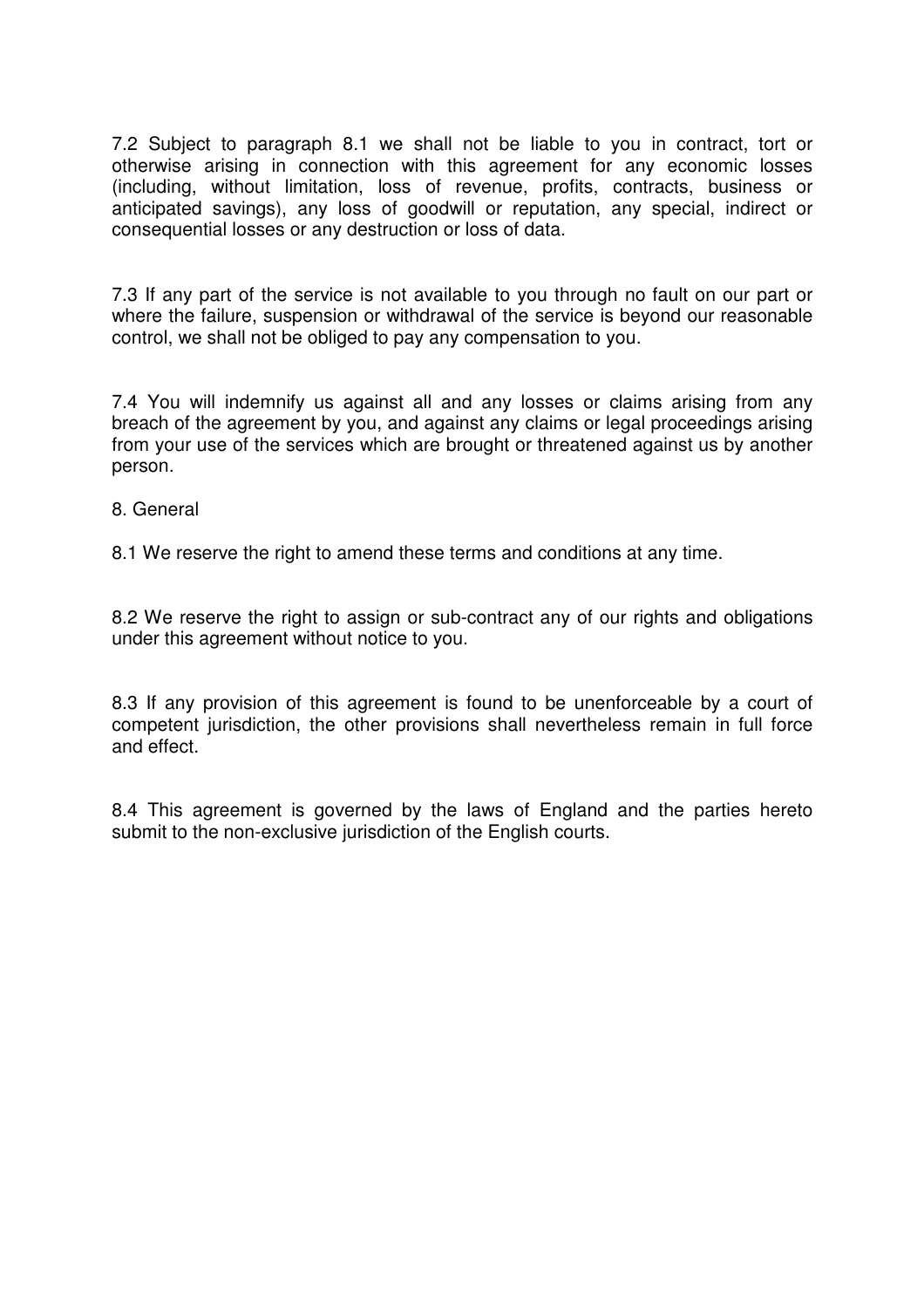7.2 Subject to paragraph 8.1 we shall not be liable to you in contract, tort or otherwise arising in connection with this agreement for any economic losses (including, without limitation, loss of revenue, profits, contracts, business or anticipated savings), any loss of goodwill or reputation, any special, indirect or consequential losses or any destruction or loss of data.

7.3 If any part of the service is not available to you through no fault on our part or where the failure, suspension or withdrawal of the service is beyond our reasonable control, we shall not be obliged to pay any compensation to you.

7.4 You will indemnify us against all and any losses or claims arising from any breach of the agreement by you, and against any claims or legal proceedings arising from your use of the services which are brought or threatened against us by another person.

8. General

8.1 We reserve the right to amend these terms and conditions at any time.

8.2 We reserve the right to assign or sub-contract any of our rights and obligations under this agreement without notice to you.

8.3 If any provision of this agreement is found to be unenforceable by a court of competent jurisdiction, the other provisions shall nevertheless remain in full force and effect.

8.4 This agreement is governed by the laws of England and the parties hereto submit to the non-exclusive jurisdiction of the English courts.